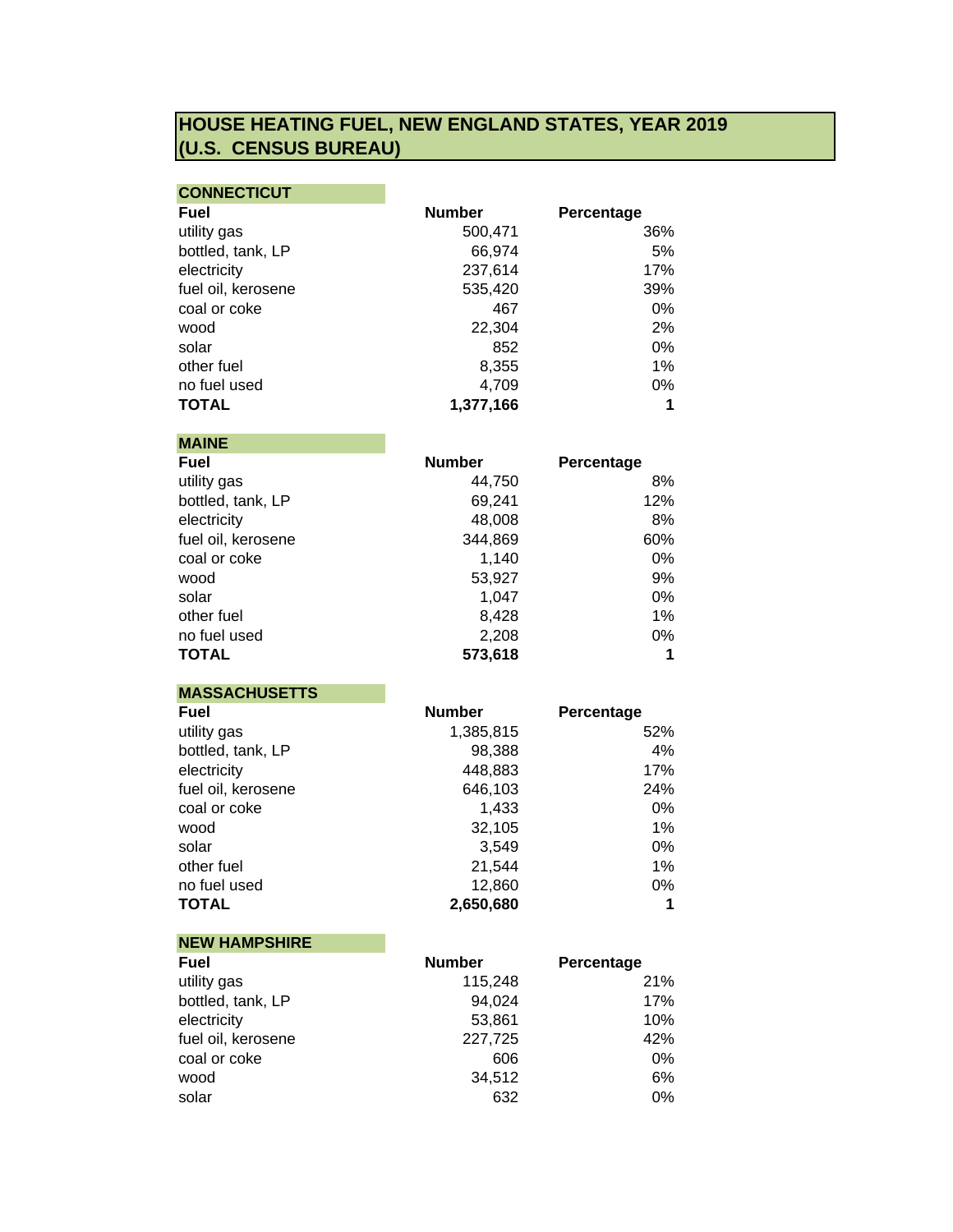# HOUSE HEATING FUEL, NEW ENGLAND STATES, YEAR 2019 (U.S. CENSUS BUREAU)

## CONNECTICUT

| Fuel | Number | Percentage |
|---|---|---|
| utility gas | 500,471 | 36% |
| bottled, tank, LP | 66,974 | 5% |
| electricity | 237,614 | 17% |
| fuel oil, kerosene | 535,420 | 39% |
| coal or coke | 467 | 0% |
| wood | 22,304 | 2% |
| solar | 852 | 0% |
| other fuel | 8,355 | 1% |
| no fuel used | 4,709 | 0% |
| **TOTAL** | **1,377,166** | **1** |

## MAINE

| Fuel | Number | Percentage |
|---|---|---|
| utility gas | 44,750 | 8% |
| bottled, tank, LP | 69,241 | 12% |
| electricity | 48,008 | 8% |
| fuel oil, kerosene | 344,869 | 60% |
| coal or coke | 1,140 | 0% |
| wood | 53,927 | 9% |
| solar | 1,047 | 0% |
| other fuel | 8,428 | 1% |
| no fuel used | 2,208 | 0% |
| **TOTAL** | **573,618** | **1** |

## MASSACHUSETTS

| Fuel | Number | Percentage |
|---|---|---|
| utility gas | 1,385,815 | 52% |
| bottled, tank, LP | 98,388 | 4% |
| electricity | 448,883 | 17% |
| fuel oil, kerosene | 646,103 | 24% |
| coal or coke | 1,433 | 0% |
| wood | 32,105 | 1% |
| solar | 3,549 | 0% |
| other fuel | 21,544 | 1% |
| no fuel used | 12,860 | 0% |
| **TOTAL** | **2,650,680** | **1** |

## NEW HAMPSHIRE

| Fuel | Number | Percentage |
|---|---|---|
| utility gas | 115,248 | 21% |
| bottled, tank, LP | 94,024 | 17% |
| electricity | 53,861 | 10% |
| fuel oil, kerosene | 227,725 | 42% |
| coal or coke | 606 | 0% |
| wood | 34,512 | 6% |
| solar | 632 | 0% |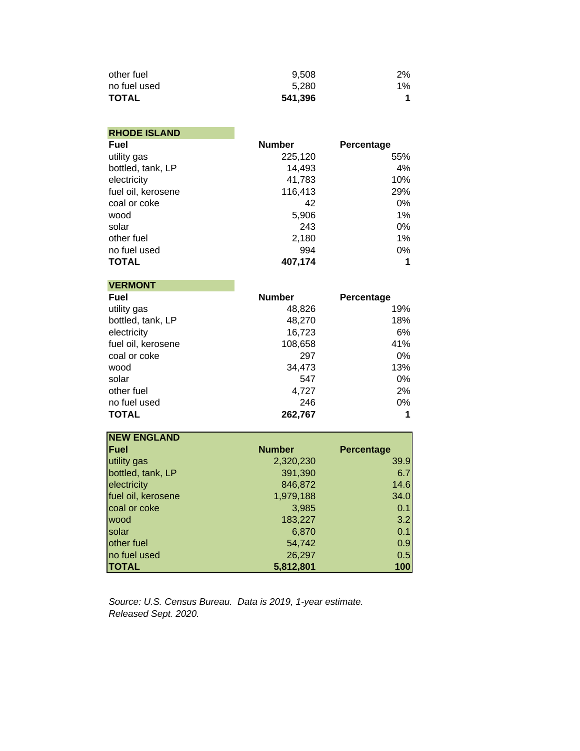| | | |
|---|---|---|
| other fuel | 9,508 | 2% |
| no fuel used | 5,280 | 1% |
| **TOTAL** | **541,396** | **1** |

**RHODE ISLAND**

| **Fuel** | **Number** | **Percentage** |
|---|---|---|
| utility gas | 225,120 | 55% |
| bottled, tank, LP | 14,493 | 4% |
| electricity | 41,783 | 10% |
| fuel oil, kerosene | 116,413 | 29% |
| coal or coke | 42 | 0% |
| wood | 5,906 | 1% |
| solar | 243 | 0% |
| other fuel | 2,180 | 1% |
| no fuel used | 994 | 0% |
| **TOTAL** | **407,174** | **1** |

**VERMONT**

| **Fuel** | **Number** | **Percentage** |
|---|---|---|
| utility gas | 48,826 | 19% |
| bottled, tank, LP | 48,270 | 18% |
| electricity | 16,723 | 6% |
| fuel oil, kerosene | 108,658 | 41% |
| coal or coke | 297 | 0% |
| wood | 34,473 | 13% |
| solar | 547 | 0% |
| other fuel | 4,727 | 2% |
| no fuel used | 246 | 0% |
| **TOTAL** | **262,767** | **1** |

**NEW ENGLAND**

| **Fuel** | **Number** | **Percentage** |
|---|---|---|
| utility gas | 2,320,230 | 39.9 |
| bottled, tank, LP | 391,390 | 6.7 |
| electricity | 846,872 | 14.6 |
| fuel oil, kerosene | 1,979,188 | 34.0 |
| coal or coke | 3,985 | 0.1 |
| wood | 183,227 | 3.2 |
| solar | 6,870 | 0.1 |
| other fuel | 54,742 | 0.9 |
| no fuel used | 26,297 | 0.5 |
| **TOTAL** | **5,812,801** | **100** |

*Source: U.S. Census Bureau. Data is 2019, 1-year estimate. Released Sept. 2020.*